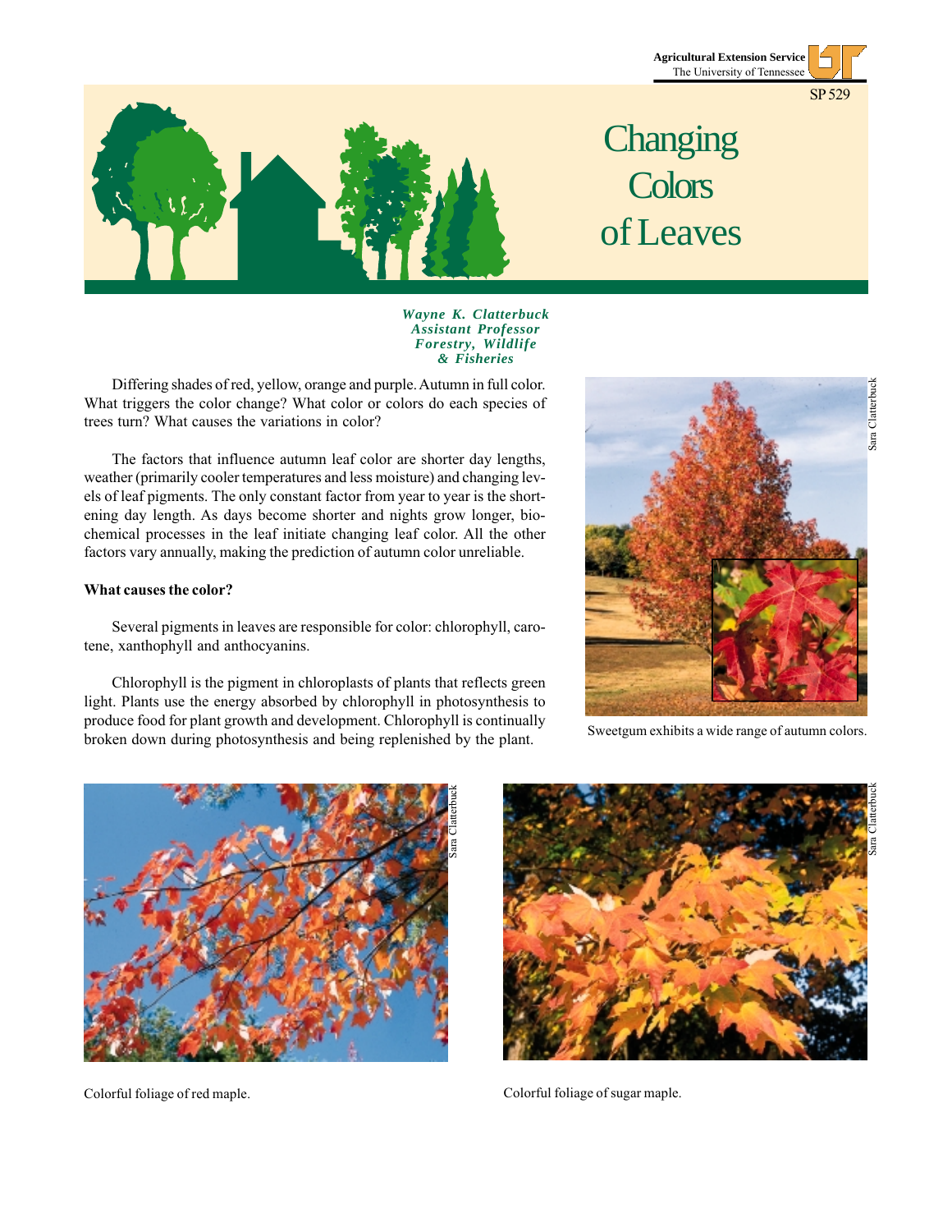Agricultural Extension Service
The University of Tennessee

SP 529

# Changing Colors of Leaves

***Wayne K. Clatterbuck***
***Assistant Professor***
***Forestry, Wildlife & Fisheries***

Differing shades of red, yellow, orange and purple. Autumn in full color. What triggers the color change? What color or colors do each species of trees turn? What causes the variations in color?

The factors that influence autumn leaf color are shorter day lengths, weather (primarily cooler temperatures and less moisture) and changing levels of leaf pigments. The only constant factor from year to year is the shortening day length. As days become shorter and nights grow longer, biochemical processes in the leaf initiate changing leaf color. All the other factors vary annually, making the prediction of autumn color unreliable.

**What causes the color?**

Several pigments in leaves are responsible for color: chlorophyll, carotene, xanthophyll and anthocyanins.

Chlorophyll is the pigment in chloroplasts of plants that reflects green light. Plants use the energy absorbed by chlorophyll in photosynthesis to produce food for plant growth and development. Chlorophyll is continually broken down during photosynthesis and being replenished by the plant.

Sara Clatterbuck

Sweetgum exhibits a wide range of autumn colors.

Sara Clatterbuck

Colorful foliage of red maple.

Sara Clatterbuck

Colorful foliage of sugar maple.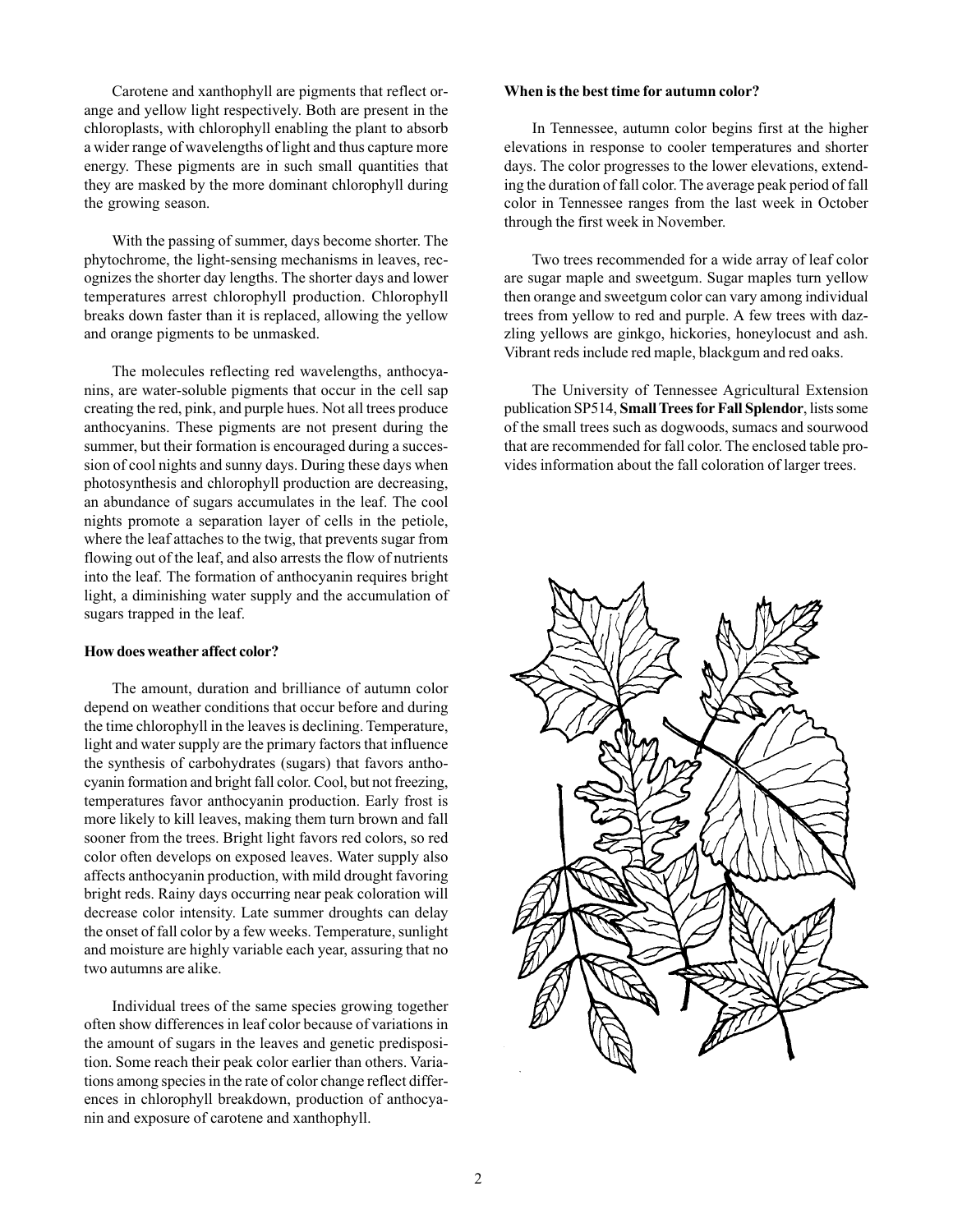Carotene and xanthophyll are pigments that reflect orange and yellow light respectively. Both are present in the chloroplasts, with chlorophyll enabling the plant to absorb a wider range of wavelengths of light and thus capture more energy. These pigments are in such small quantities that they are masked by the more dominant chlorophyll during the growing season.

With the passing of summer, days become shorter. The phytochrome, the light-sensing mechanisms in leaves, recognizes the shorter day lengths. The shorter days and lower temperatures arrest chlorophyll production. Chlorophyll breaks down faster than it is replaced, allowing the yellow and orange pigments to be unmasked.

The molecules reflecting red wavelengths, anthocyanins, are water-soluble pigments that occur in the cell sap creating the red, pink, and purple hues. Not all trees produce anthocyanins. These pigments are not present during the summer, but their formation is encouraged during a succession of cool nights and sunny days. During these days when photosynthesis and chlorophyll production are decreasing, an abundance of sugars accumulates in the leaf. The cool nights promote a separation layer of cells in the petiole, where the leaf attaches to the twig, that prevents sugar from flowing out of the leaf, and also arrests the flow of nutrients into the leaf. The formation of anthocyanin requires bright light, a diminishing water supply and the accumulation of sugars trapped in the leaf.

**How does weather affect color?**

The amount, duration and brilliance of autumn color depend on weather conditions that occur before and during the time chlorophyll in the leaves is declining. Temperature, light and water supply are the primary factors that influence the synthesis of carbohydrates (sugars) that favors anthocyanin formation and bright fall color. Cool, but not freezing, temperatures favor anthocyanin production. Early frost is more likely to kill leaves, making them turn brown and fall sooner from the trees. Bright light favors red colors, so red color often develops on exposed leaves. Water supply also affects anthocyanin production, with mild drought favoring bright reds. Rainy days occurring near peak coloration will decrease color intensity. Late summer droughts can delay the onset of fall color by a few weeks. Temperature, sunlight and moisture are highly variable each year, assuring that no two autumns are alike.

Individual trees of the same species growing together often show differences in leaf color because of variations in the amount of sugars in the leaves and genetic predisposition. Some reach their peak color earlier than others. Variations among species in the rate of color change reflect differences in chlorophyll breakdown, production of anthocyanin and exposure of carotene and xanthophyll.

**When is the best time for autumn color?**

In Tennessee, autumn color begins first at the higher elevations in response to cooler temperatures and shorter days. The color progresses to the lower elevations, extending the duration of fall color. The average peak period of fall color in Tennessee ranges from the last week in October through the first week in November.

Two trees recommended for a wide array of leaf color are sugar maple and sweetgum. Sugar maples turn yellow then orange and sweetgum color can vary among individual trees from yellow to red and purple. A few trees with dazzling yellows are ginkgo, hickories, honeylocust and ash. Vibrant reds include red maple, blackgum and red oaks.

The University of Tennessee Agricultural Extension publication SP514, **Small Trees for Fall Splendor**, lists some of the small trees such as dogwoods, sumacs and sourwood that are recommended for fall color. The enclosed table provides information about the fall coloration of larger trees.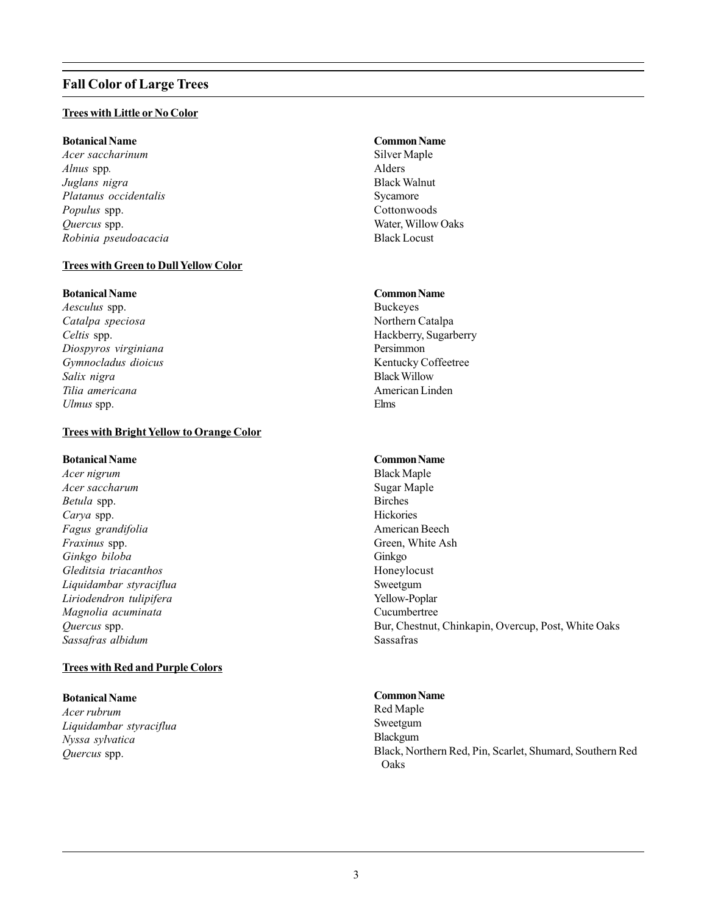## Fall Color of Large Trees

### Trees with Little or No Color

| Botanical Name | Common Name |
|---|---|
| *Acer saccharinum* | Silver Maple |
| *Alnus* spp*.* | Alders |
| *Juglans nigra* | Black Walnut |
| *Platanus occidentalis* | Sycamore |
| *Populus* spp. | Cottonwoods |
| *Quercus* spp. | Water, Willow Oaks |
| *Robinia pseudoacacia* | Black Locust |

### Trees with Green to Dull Yellow Color

| Botanical Name | Common Name |
|---|---|
| *Aesculus* spp. | Buckeyes |
| *Catalpa speciosa* | Northern Catalpa |
| *Celtis* spp. | Hackberry, Sugarberry |
| *Diospyros virginiana* | Persimmon |
| *Gymnocladus dioicus* | Kentucky Coffeetree |
| *Salix nigra* | Black Willow |
| *Tilia americana* | American Linden |
| *Ulmus* spp. | Elms |

### Trees with Bright Yellow to Orange Color

| Botanical Name | Common Name |
|---|---|
| *Acer nigrum* | Black Maple |
| *Acer saccharum* | Sugar Maple |
| *Betula* spp. | Birches |
| *Carya* spp. | Hickories |
| *Fagus grandifolia* | American Beech |
| *Fraxinus* spp. | Green, White Ash |
| *Ginkgo biloba* | Ginkgo |
| *Gleditsia triacanthos* | Honeylocust |
| *Liquidambar styraciflua* | Sweetgum |
| *Liriodendron tulipifera* | Yellow-Poplar |
| *Magnolia acuminata* | Cucumbertree |
| *Quercus* spp. | Bur, Chestnut, Chinkapin, Overcup, Post, White Oaks |
| *Sassafras albidum* | Sassafras |

### Trees with Red and Purple Colors

| Botanical Name | Common Name |
|---|---|
| *Acer rubrum* | Red Maple |
| *Liquidambar styraciflua* | Sweetgum |
| *Nyssa sylvatica* | Blackgum |
| *Quercus* spp. | Black, Northern Red, Pin, Scarlet, Shumard, Southern Red Oaks |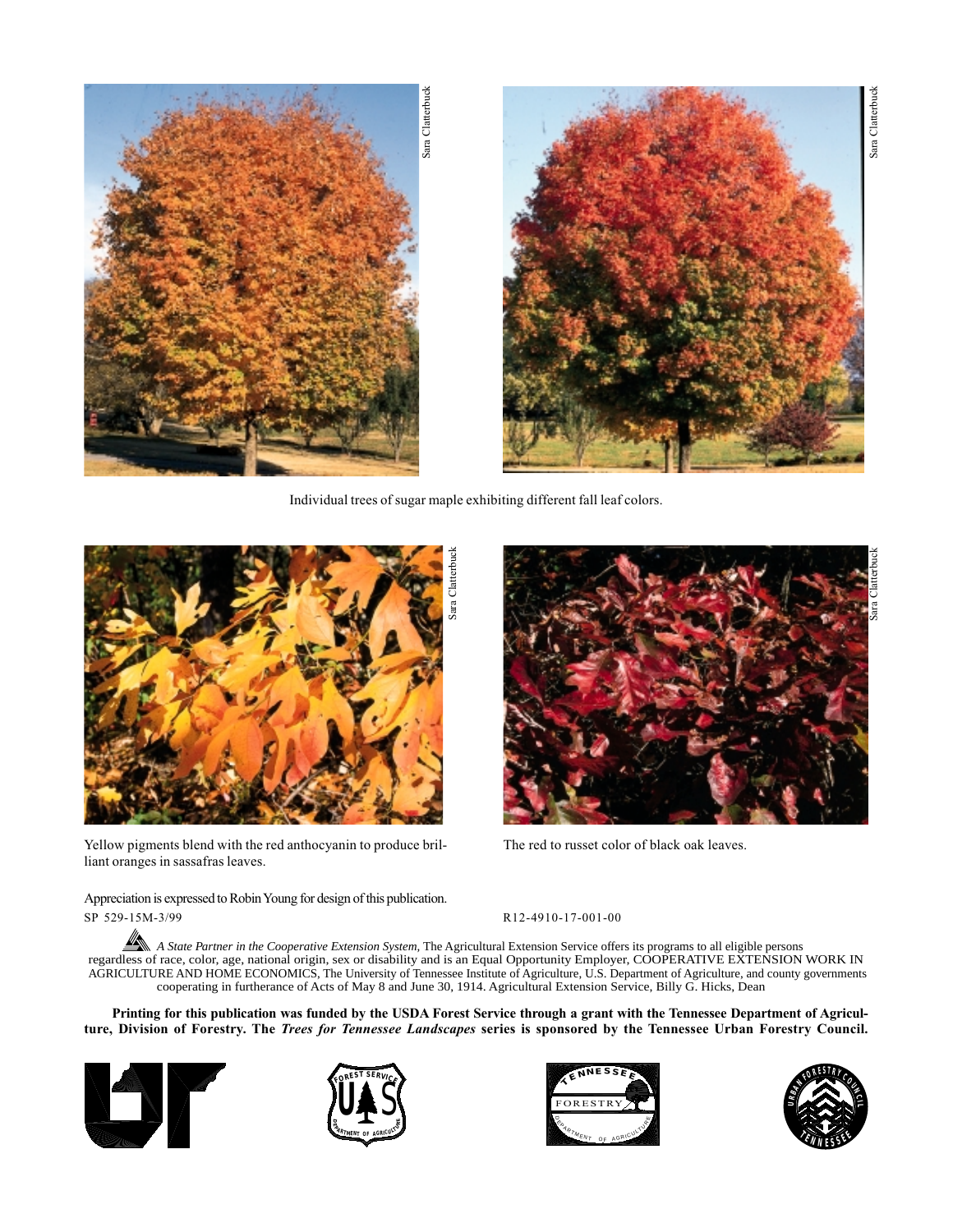Sara Clatterbuck

Sara Clatterbuck

Individual trees of sugar maple exhibiting different fall leaf colors.

Sara Clatterbuck

Sara Clatterbuck

Yellow pigments blend with the red anthocyanin to produce brilliant oranges in sassafras leaves.

The red to russet color of black oak leaves.

Appreciation is expressed to Robin Young for design of this publication.

SP 529-15M-3/99

R12-4910-17-001-00

*A State Partner in the Cooperative Extension System,* The Agricultural Extension Service offers its programs to all eligible persons regardless of race, color, age, national origin, sex or disability and is an Equal Opportunity Employer, COOPERATIVE EXTENSION WORK IN AGRICULTURE AND HOME ECONOMICS, The University of Tennessee Institute of Agriculture, U.S. Department of Agriculture, and county governments cooperating in furtherance of Acts of May 8 and June 30, 1914. Agricultural Extension Service, Billy G. Hicks, Dean

**Printing for this publication was funded by the USDA Forest Service through a grant with the Tennessee Department of Agriculture, Division of Forestry. The *Trees for Tennessee Landscapes* series is sponsored by the Tennessee Urban Forestry Council.**